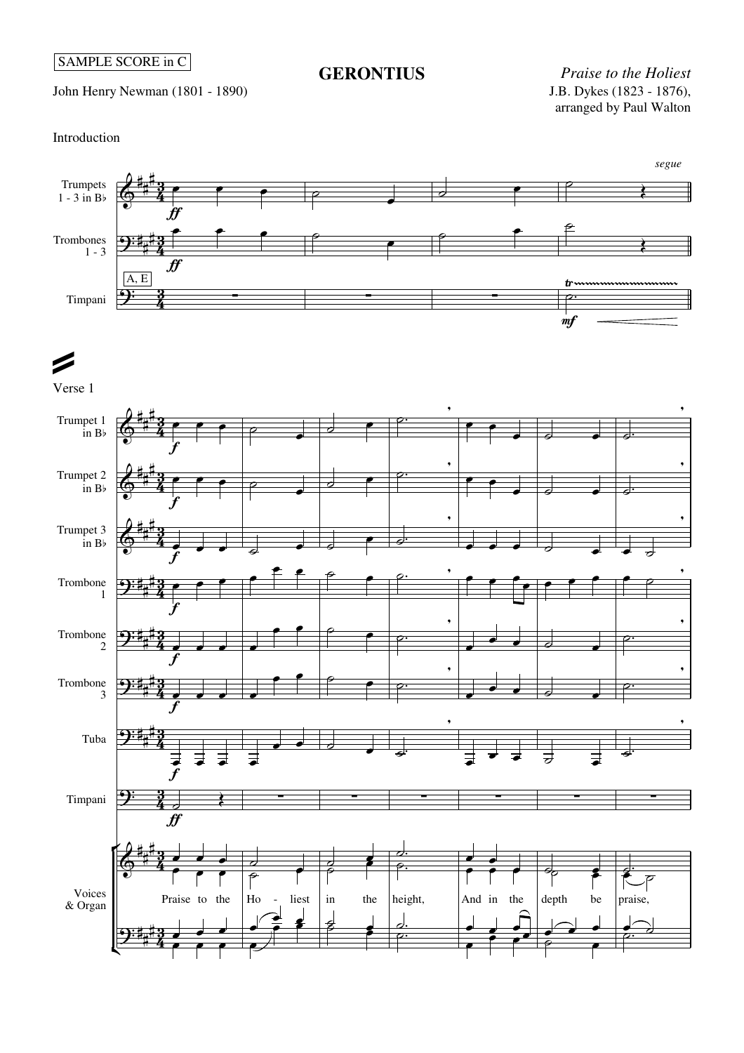SAMPLE SCORE in C

# GERONTIUS

John Henry Newman (1801 - 1890)

*Praise to the Holiest*
J.B. Dykes (1823 - 1876),
arranged by Paul Walton

Introduction

Verse 1

Praise to the Holiest in the height, And in the depth be praise,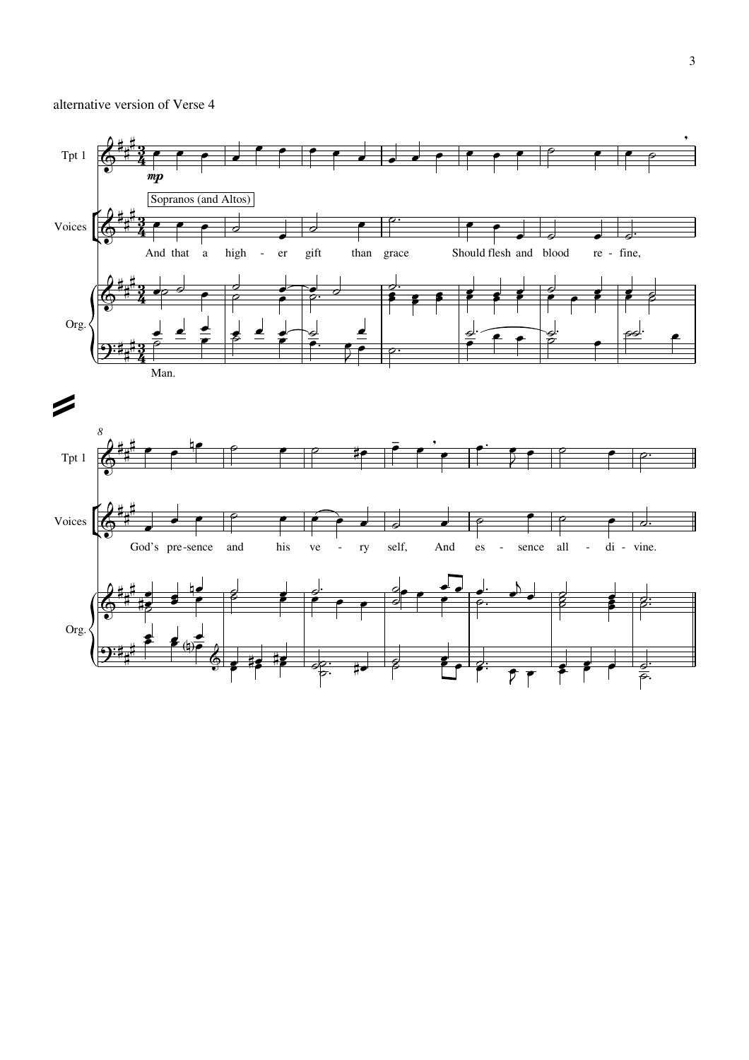alternative version of Verse 4

Tpt 1

Voices

Sopranos (and Altos)

And that a high - er gift than grace Should flesh and blood re - fine,

Org.

Man.

God's pre-sence and his ve - ry self, And es - sence all - di - vine.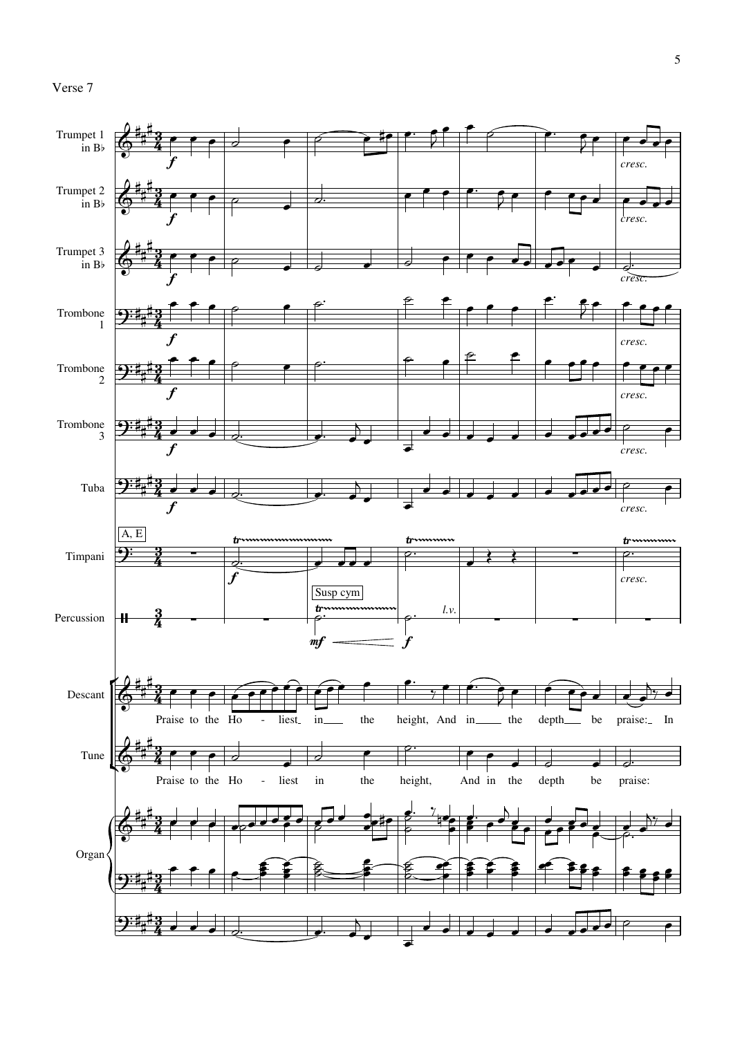Verse 7